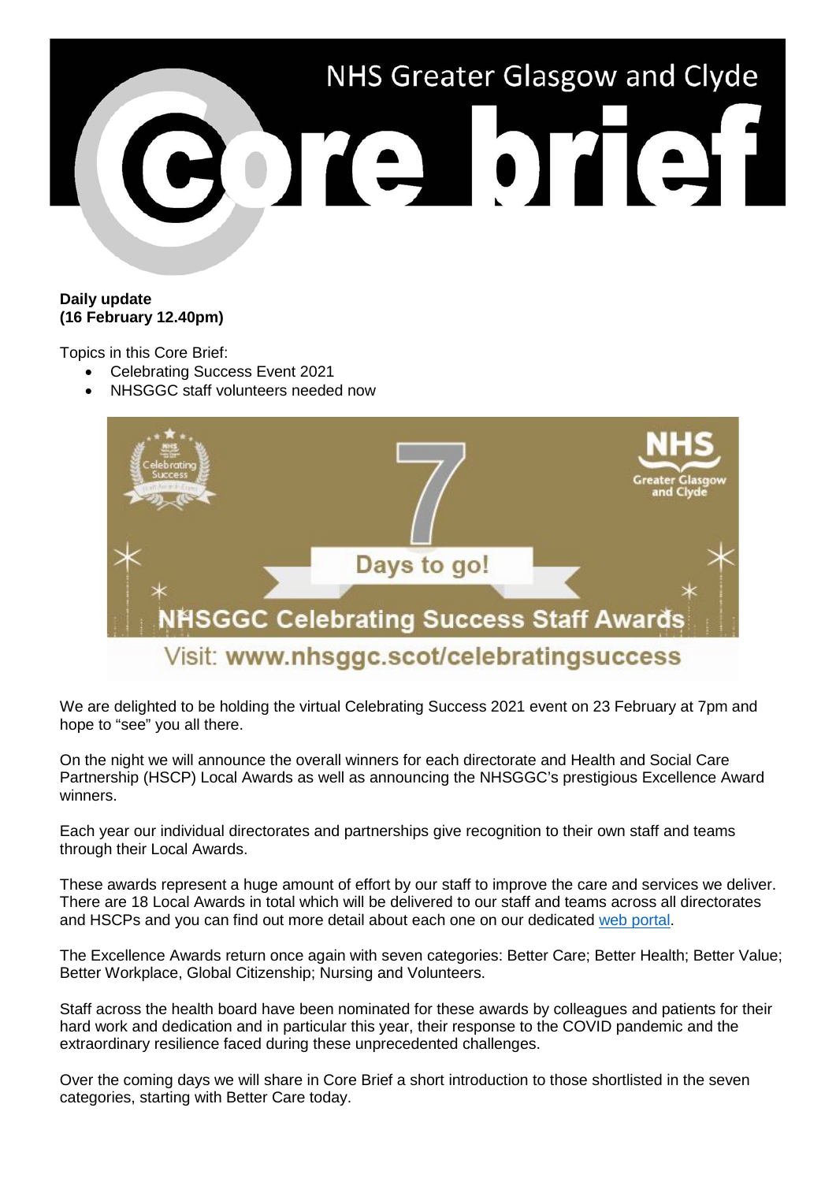# NHS Greater Glasgow and Clyde Core brief

**Daily update**
**(16 February 12.40pm)**

Topics in this Core Brief:

- Celebrating Success Event 2021
- NHSGGC staff volunteers needed now

We are delighted to be holding the virtual Celebrating Success 2021 event on 23 February at 7pm and hope to "see" you all there.

On the night we will announce the overall winners for each directorate and Health and Social Care Partnership (HSCP) Local Awards as well as announcing the NHSGGC's prestigious Excellence Award winners.

Each year our individual directorates and partnerships give recognition to their own staff and teams through their Local Awards.

These awards represent a huge amount of effort by our staff to improve the care and services we deliver. There are 18 Local Awards in total which will be delivered to our staff and teams across all directorates and HSCPs and you can find out more detail about each one on our dedicated web portal.

The Excellence Awards return once again with seven categories: Better Care; Better Health; Better Value; Better Workplace, Global Citizenship; Nursing and Volunteers.

Staff across the health board have been nominated for these awards by colleagues and patients for their hard work and dedication and in particular this year, their response to the COVID pandemic and the extraordinary resilience faced during these unprecedented challenges.

Over the coming days we will share in Core Brief a short introduction to those shortlisted in the seven categories, starting with Better Care today.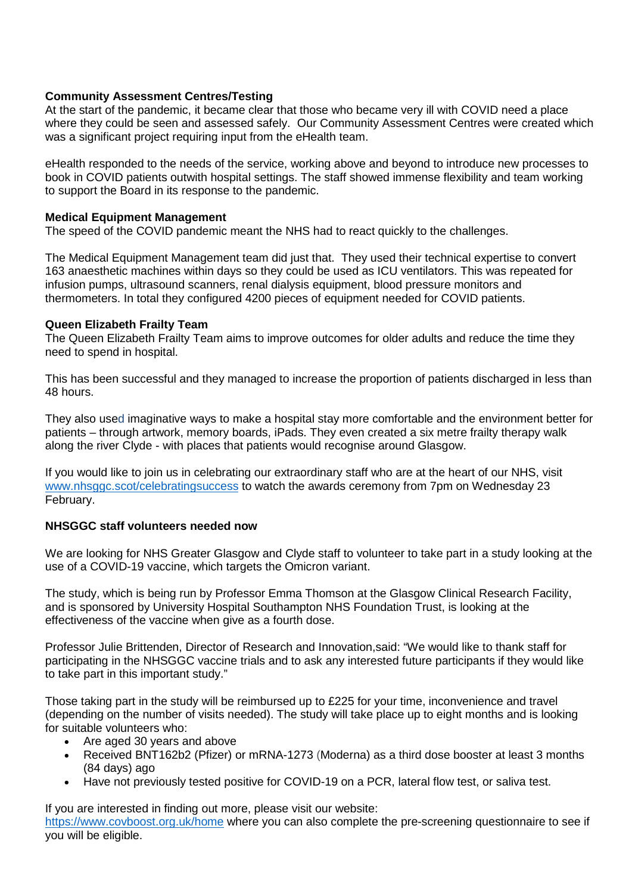**Community Assessment Centres/Testing**

At the start of the pandemic, it became clear that those who became very ill with COVID need a place where they could be seen and assessed safely. Our Community Assessment Centres were created which was a significant project requiring input from the eHealth team.

eHealth responded to the needs of the service, working above and beyond to introduce new processes to book in COVID patients outwith hospital settings. The staff showed immense flexibility and team working to support the Board in its response to the pandemic.

**Medical Equipment Management**

The speed of the COVID pandemic meant the NHS had to react quickly to the challenges.

The Medical Equipment Management team did just that. They used their technical expertise to convert 163 anaesthetic machines within days so they could be used as ICU ventilators. This was repeated for infusion pumps, ultrasound scanners, renal dialysis equipment, blood pressure monitors and thermometers. In total they configured 4200 pieces of equipment needed for COVID patients.

**Queen Elizabeth Frailty Team**

The Queen Elizabeth Frailty Team aims to improve outcomes for older adults and reduce the time they need to spend in hospital.

This has been successful and they managed to increase the proportion of patients discharged in less than 48 hours.

They also used imaginative ways to make a hospital stay more comfortable and the environment better for patients – through artwork, memory boards, iPads. They even created a six metre frailty therapy walk along the river Clyde - with places that patients would recognise around Glasgow.

If you would like to join us in celebrating our extraordinary staff who are at the heart of our NHS, visit [www.nhsggc.scot/celebratingsuccess](www.nhsggc.scot/celebratingsuccess) to watch the awards ceremony from 7pm on Wednesday 23 February.

**NHSGGC staff volunteers needed now**

We are looking for NHS Greater Glasgow and Clyde staff to volunteer to take part in a study looking at the use of a COVID-19 vaccine, which targets the Omicron variant.

The study, which is being run by Professor Emma Thomson at the Glasgow Clinical Research Facility, and is sponsored by University Hospital Southampton NHS Foundation Trust, is looking at the effectiveness of the vaccine when give as a fourth dose.

Professor Julie Brittenden, Director of Research and Innovation,said: "We would like to thank staff for participating in the NHSGGC vaccine trials and to ask any interested future participants if they would like to take part in this important study."

Those taking part in the study will be reimbursed up to £225 for your time, inconvenience and travel (depending on the number of visits needed). The study will take place up to eight months and is looking for suitable volunteers who:

- Are aged 30 years and above
- Received BNT162b2 (Pfizer) or mRNA-1273 (Moderna) as a third dose booster at least 3 months (84 days) ago
- Have not previously tested positive for COVID-19 on a PCR, lateral flow test, or saliva test.

If you are interested in finding out more, please visit our website: [https://www.covboost.org.uk/home](https://www.covboost.org.uk/home) where you can also complete the pre-screening questionnaire to see if you will be eligible.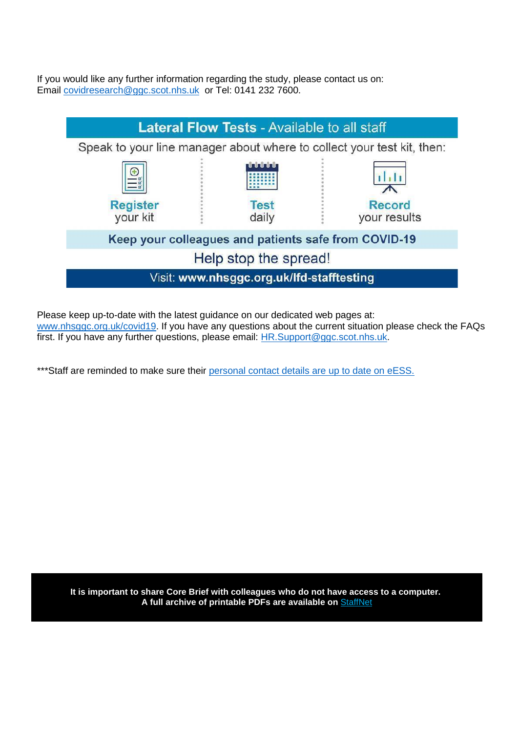If you would like any further information regarding the study, please contact us on:
Email covidresearch@ggc.scot.nhs.uk or Tel: 0141 232 7600.

## Lateral Flow Tests - Available to all staff

Speak to your line manager about where to collect your test kit, then:

**Register** your kit

**Test** daily

**Record** your results

**Keep your colleagues and patients safe from COVID-19**

Help stop the spread!

Visit: **www.nhsggc.org.uk/lfd-stafftesting**

Please keep up-to-date with the latest guidance on our dedicated web pages at: www.nhsggc.org.uk/covid19. If you have any questions about the current situation please check the FAQs first. If you have any further questions, please email: HR.Support@ggc.scot.nhs.uk.

***Staff are reminded to make sure their personal contact details are up to date on eESS.

**It is important to share Core Brief with colleagues who do not have access to a computer.**
**A full archive of printable PDFs are available on StaffNet**